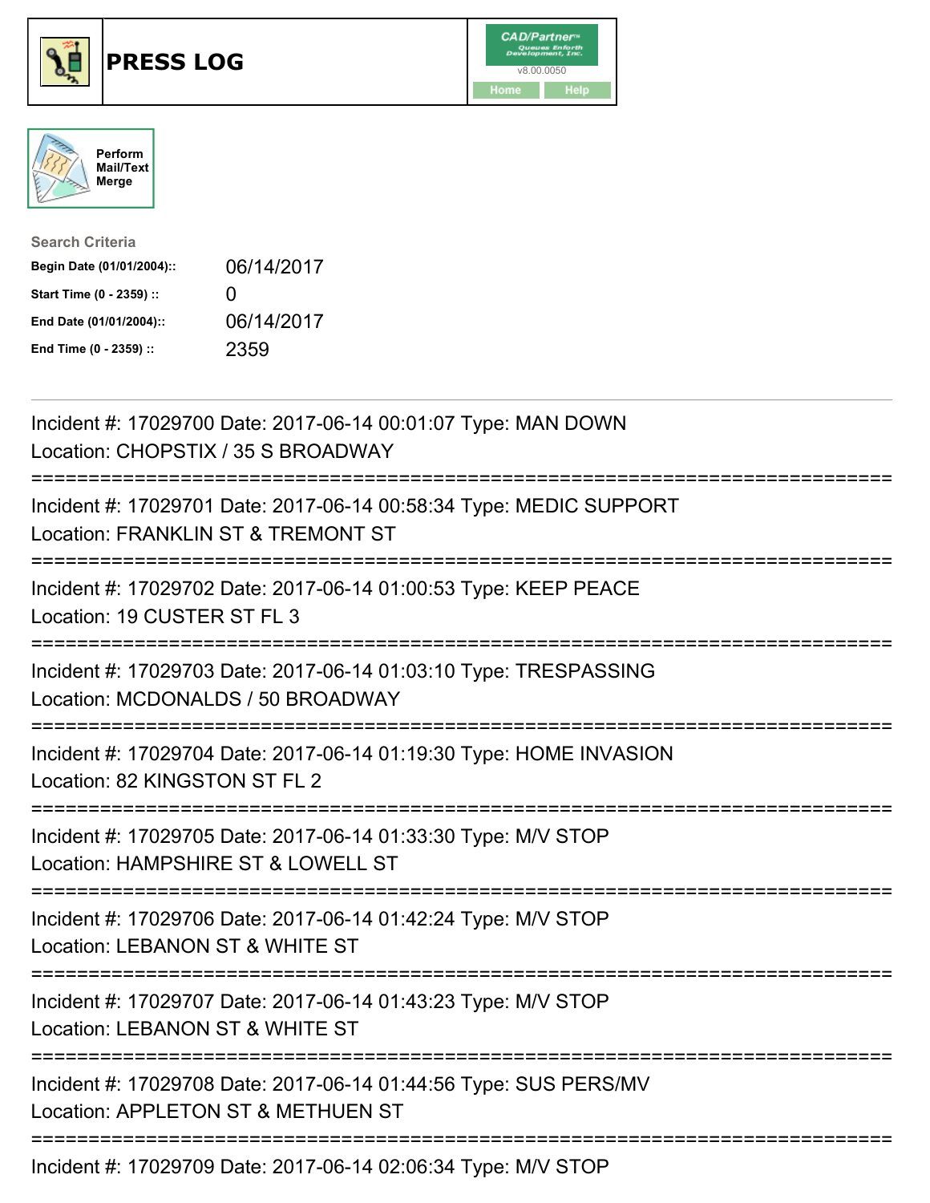# PRESS LOG

CAD/Partner v8.00.0050

Home | Help

Perform Mail/Text Merge

**Search Criteria**

| | |
|---|---|
| **Begin Date (01/01/2004)::** | 06/14/2017 |
| **Start Time (0 - 2359) ::** | 0 |
| **End Date (01/01/2004)::** | 06/14/2017 |
| **End Time (0 - 2359) ::** | 2359 |

---

Incident #: 17029700 Date: 2017-06-14 00:01:07 Type: MAN DOWN
Location: CHOPSTIX / 35 S BROADWAY

===========================================================================

Incident #: 17029701 Date: 2017-06-14 00:58:34 Type: MEDIC SUPPORT
Location: FRANKLIN ST & TREMONT ST

===========================================================================

Incident #: 17029702 Date: 2017-06-14 01:00:53 Type: KEEP PEACE
Location: 19 CUSTER ST FL 3

===========================================================================

Incident #: 17029703 Date: 2017-06-14 01:03:10 Type: TRESPASSING
Location: MCDONALDS / 50 BROADWAY

===========================================================================

Incident #: 17029704 Date: 2017-06-14 01:19:30 Type: HOME INVASION
Location: 82 KINGSTON ST FL 2

===========================================================================

Incident #: 17029705 Date: 2017-06-14 01:33:30 Type: M/V STOP
Location: HAMPSHIRE ST & LOWELL ST

===========================================================================

Incident #: 17029706 Date: 2017-06-14 01:42:24 Type: M/V STOP
Location: LEBANON ST & WHITE ST

===========================================================================

Incident #: 17029707 Date: 2017-06-14 01:43:23 Type: M/V STOP
Location: LEBANON ST & WHITE ST

===========================================================================

Incident #: 17029708 Date: 2017-06-14 01:44:56 Type: SUS PERS/MV
Location: APPLETON ST & METHUEN ST

===========================================================================

Incident #: 17029709 Date: 2017-06-14 02:06:34 Type: M/V STOP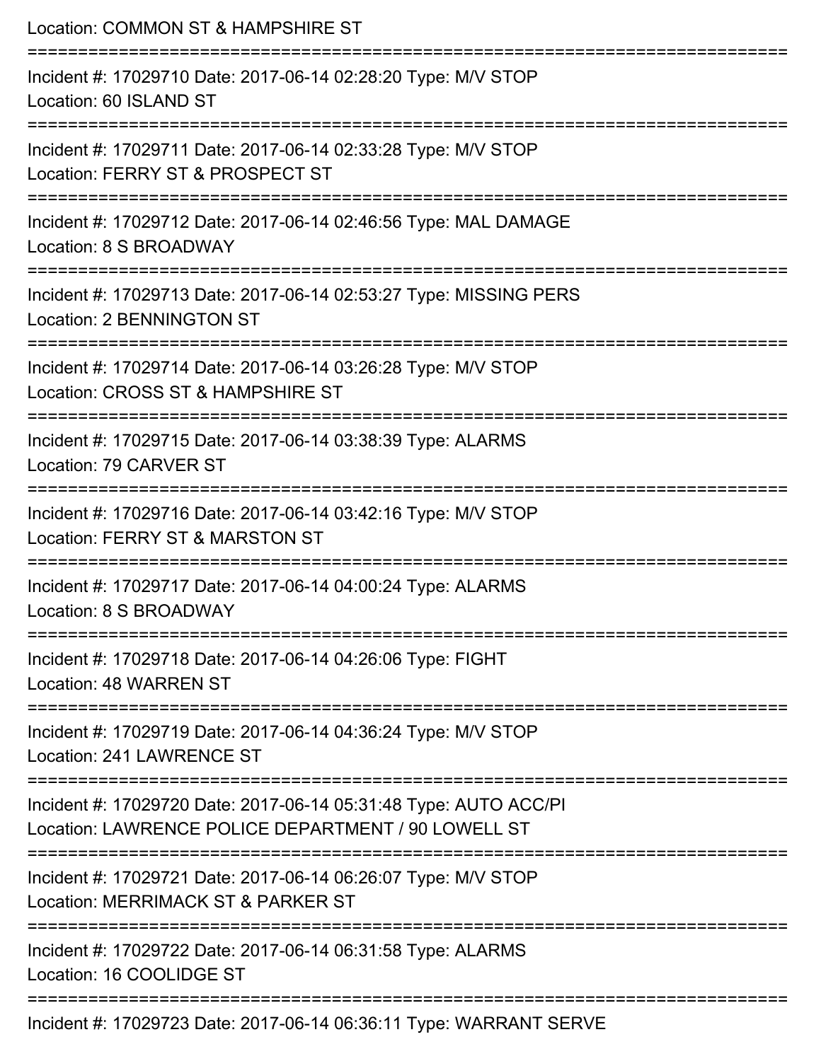Location: COMMON ST & HAMPSHIRE ST

===========================================================================

Incident #: 17029710 Date: 2017-06-14 02:28:20 Type: M/V STOP

Location: 60 ISLAND ST

===========================================================================

Incident #: 17029711 Date: 2017-06-14 02:33:28 Type: M/V STOP

Location: FERRY ST & PROSPECT ST

===========================================================================

Incident #: 17029712 Date: 2017-06-14 02:46:56 Type: MAL DAMAGE

Location: 8 S BROADWAY

===========================================================================

Incident #: 17029713 Date: 2017-06-14 02:53:27 Type: MISSING PERS

Location: 2 BENNINGTON ST

===========================================================================

Incident #: 17029714 Date: 2017-06-14 03:26:28 Type: M/V STOP

Location: CROSS ST & HAMPSHIRE ST

===========================================================================

Incident #: 17029715 Date: 2017-06-14 03:38:39 Type: ALARMS

Location: 79 CARVER ST

===========================================================================

Incident #: 17029716 Date: 2017-06-14 03:42:16 Type: M/V STOP

Location: FERRY ST & MARSTON ST

===========================================================================

Incident #: 17029717 Date: 2017-06-14 04:00:24 Type: ALARMS

Location: 8 S BROADWAY

===========================================================================

Incident #: 17029718 Date: 2017-06-14 04:26:06 Type: FIGHT

Location: 48 WARREN ST

===========================================================================

Incident #: 17029719 Date: 2017-06-14 04:36:24 Type: M/V STOP

Location: 241 LAWRENCE ST

===========================================================================

Incident #: 17029720 Date: 2017-06-14 05:31:48 Type: AUTO ACC/PI

Location: LAWRENCE POLICE DEPARTMENT / 90 LOWELL ST

===========================================================================

Incident #: 17029721 Date: 2017-06-14 06:26:07 Type: M/V STOP

Location: MERRIMACK ST & PARKER ST

===========================================================================

Incident #: 17029722 Date: 2017-06-14 06:31:58 Type: ALARMS

Location: 16 COOLIDGE ST

===========================================================================

Incident #: 17029723 Date: 2017-06-14 06:36:11 Type: WARRANT SERVE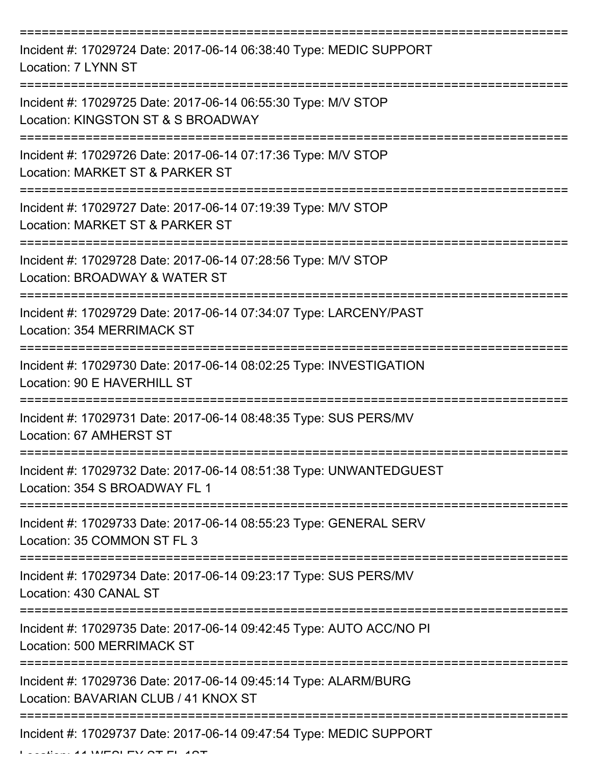===========================================================================

Incident #: 17029724 Date: 2017-06-14 06:38:40 Type: MEDIC SUPPORT
Location: 7 LYNN ST

===========================================================================

Incident #: 17029725 Date: 2017-06-14 06:55:30 Type: M/V STOP
Location: KINGSTON ST & S BROADWAY

===========================================================================

Incident #: 17029726 Date: 2017-06-14 07:17:36 Type: M/V STOP
Location: MARKET ST & PARKER ST

===========================================================================

Incident #: 17029727 Date: 2017-06-14 07:19:39 Type: M/V STOP
Location: MARKET ST & PARKER ST

===========================================================================

Incident #: 17029728 Date: 2017-06-14 07:28:56 Type: M/V STOP
Location: BROADWAY & WATER ST

===========================================================================

Incident #: 17029729 Date: 2017-06-14 07:34:07 Type: LARCENY/PAST
Location: 354 MERRIMACK ST

===========================================================================

Incident #: 17029730 Date: 2017-06-14 08:02:25 Type: INVESTIGATION
Location: 90 E HAVERHILL ST

===========================================================================

Incident #: 17029731 Date: 2017-06-14 08:48:35 Type: SUS PERS/MV
Location: 67 AMHERST ST

===========================================================================

Incident #: 17029732 Date: 2017-06-14 08:51:38 Type: UNWANTEDGUEST
Location: 354 S BROADWAY FL 1

===========================================================================

Incident #: 17029733 Date: 2017-06-14 08:55:23 Type: GENERAL SERV
Location: 35 COMMON ST FL 3

===========================================================================

Incident #: 17029734 Date: 2017-06-14 09:23:17 Type: SUS PERS/MV
Location: 430 CANAL ST

===========================================================================

Incident #: 17029735 Date: 2017-06-14 09:42:45 Type: AUTO ACC/NO PI
Location: 500 MERRIMACK ST

===========================================================================

Incident #: 17029736 Date: 2017-06-14 09:45:14 Type: ALARM/BURG
Location: BAVARIAN CLUB / 41 KNOX ST

===========================================================================

Incident #: 17029737 Date: 2017-06-14 09:47:54 Type: MEDIC SUPPORT
Location: 11 WESLEY ST FL 1ST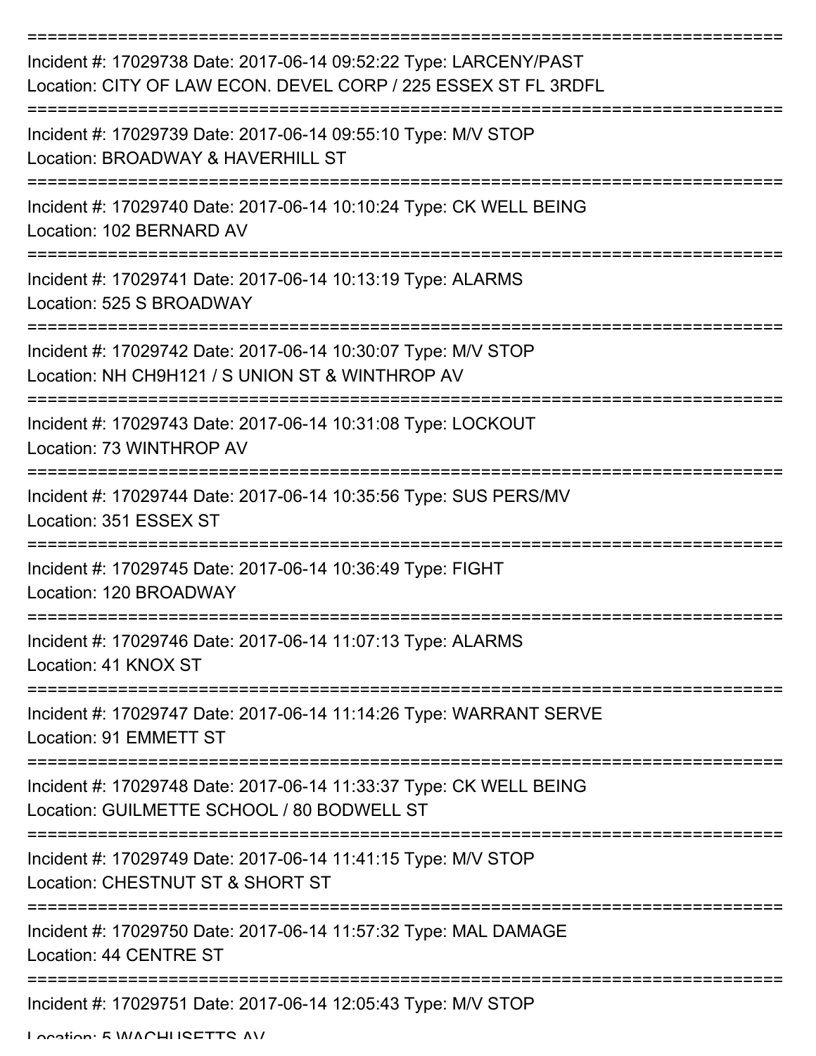Incident #: 17029738 Date: 2017-06-14 09:52:22 Type: LARCENY/PAST
Location: CITY OF LAW ECON. DEVEL CORP / 225 ESSEX ST FL 3RDFL

Incident #: 17029739 Date: 2017-06-14 09:55:10 Type: M/V STOP
Location: BROADWAY & HAVERHILL ST

Incident #: 17029740 Date: 2017-06-14 10:10:24 Type: CK WELL BEING
Location: 102 BERNARD AV

Incident #: 17029741 Date: 2017-06-14 10:13:19 Type: ALARMS
Location: 525 S BROADWAY

Incident #: 17029742 Date: 2017-06-14 10:30:07 Type: M/V STOP
Location: NH CH9H121 / S UNION ST & WINTHROP AV

Incident #: 17029743 Date: 2017-06-14 10:31:08 Type: LOCKOUT
Location: 73 WINTHROP AV

Incident #: 17029744 Date: 2017-06-14 10:35:56 Type: SUS PERS/MV
Location: 351 ESSEX ST

Incident #: 17029745 Date: 2017-06-14 10:36:49 Type: FIGHT
Location: 120 BROADWAY

Incident #: 17029746 Date: 2017-06-14 11:07:13 Type: ALARMS
Location: 41 KNOX ST

Incident #: 17029747 Date: 2017-06-14 11:14:26 Type: WARRANT SERVE
Location: 91 EMMETT ST

Incident #: 17029748 Date: 2017-06-14 11:33:37 Type: CK WELL BEING
Location: GUILMETTE SCHOOL / 80 BODWELL ST

Incident #: 17029749 Date: 2017-06-14 11:41:15 Type: M/V STOP
Location: CHESTNUT ST & SHORT ST

Incident #: 17029750 Date: 2017-06-14 11:57:32 Type: MAL DAMAGE
Location: 44 CENTRE ST

Incident #: 17029751 Date: 2017-06-14 12:05:43 Type: M/V STOP
Location: 5 WACHUSETTS AV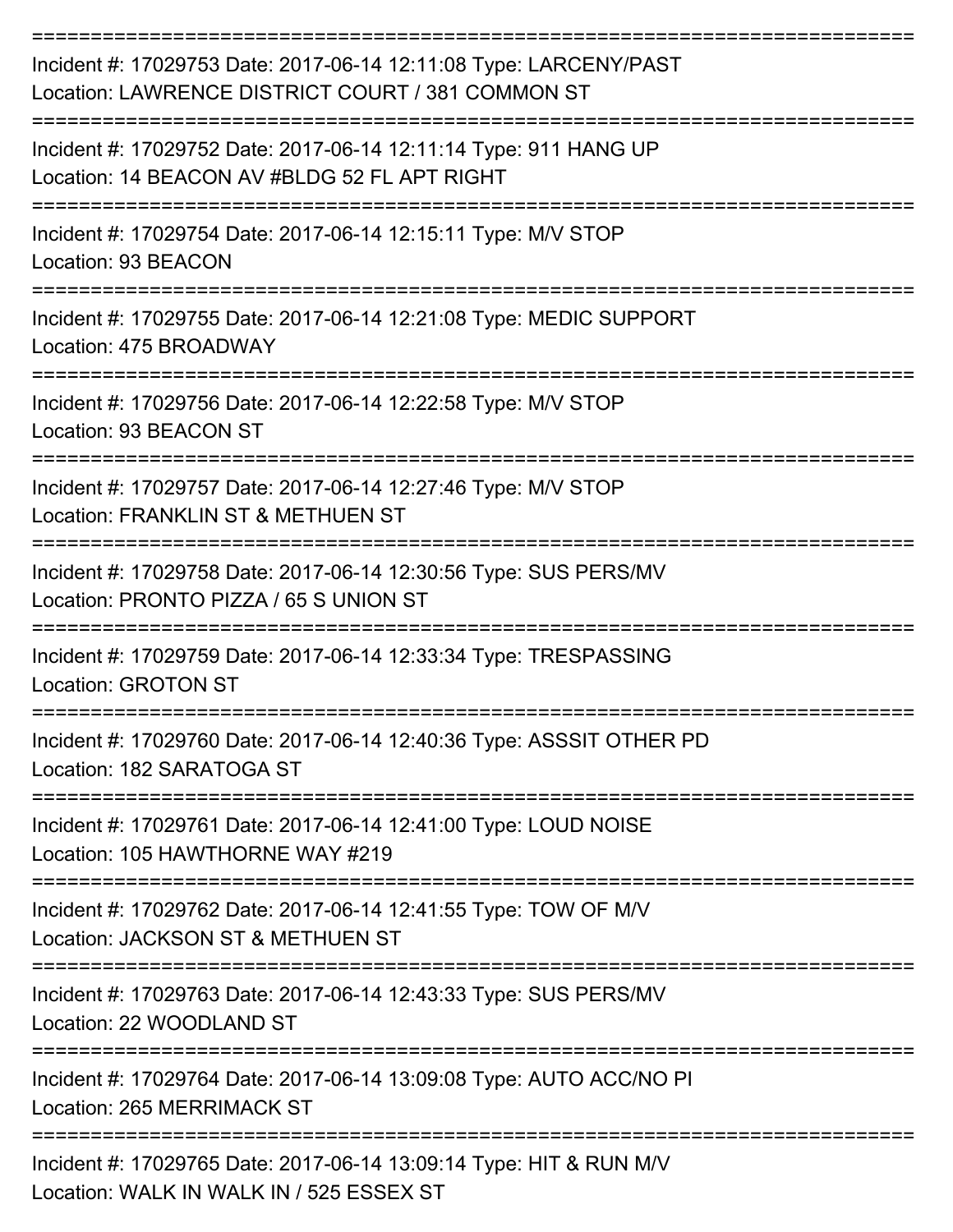===========================================================================

Incident #: 17029753 Date: 2017-06-14 12:11:08 Type: LARCENY/PAST
Location: LAWRENCE DISTRICT COURT / 381 COMMON ST

===========================================================================

Incident #: 17029752 Date: 2017-06-14 12:11:14 Type: 911 HANG UP
Location: 14 BEACON AV #BLDG 52 FL APT RIGHT

===========================================================================

Incident #: 17029754 Date: 2017-06-14 12:15:11 Type: M/V STOP
Location: 93 BEACON

===========================================================================

Incident #: 17029755 Date: 2017-06-14 12:21:08 Type: MEDIC SUPPORT
Location: 475 BROADWAY

===========================================================================

Incident #: 17029756 Date: 2017-06-14 12:22:58 Type: M/V STOP
Location: 93 BEACON ST

===========================================================================

Incident #: 17029757 Date: 2017-06-14 12:27:46 Type: M/V STOP
Location: FRANKLIN ST & METHUEN ST

===========================================================================

Incident #: 17029758 Date: 2017-06-14 12:30:56 Type: SUS PERS/MV
Location: PRONTO PIZZA / 65 S UNION ST

===========================================================================

Incident #: 17029759 Date: 2017-06-14 12:33:34 Type: TRESPASSING
Location: GROTON ST

===========================================================================

Incident #: 17029760 Date: 2017-06-14 12:40:36 Type: ASSSIT OTHER PD
Location: 182 SARATOGA ST

===========================================================================

Incident #: 17029761 Date: 2017-06-14 12:41:00 Type: LOUD NOISE
Location: 105 HAWTHORNE WAY #219

===========================================================================

Incident #: 17029762 Date: 2017-06-14 12:41:55 Type: TOW OF M/V
Location: JACKSON ST & METHUEN ST

===========================================================================

Incident #: 17029763 Date: 2017-06-14 12:43:33 Type: SUS PERS/MV
Location: 22 WOODLAND ST

===========================================================================

Incident #: 17029764 Date: 2017-06-14 13:09:08 Type: AUTO ACC/NO PI
Location: 265 MERRIMACK ST

===========================================================================

Incident #: 17029765 Date: 2017-06-14 13:09:14 Type: HIT & RUN M/V
Location: WALK IN WALK IN / 525 ESSEX ST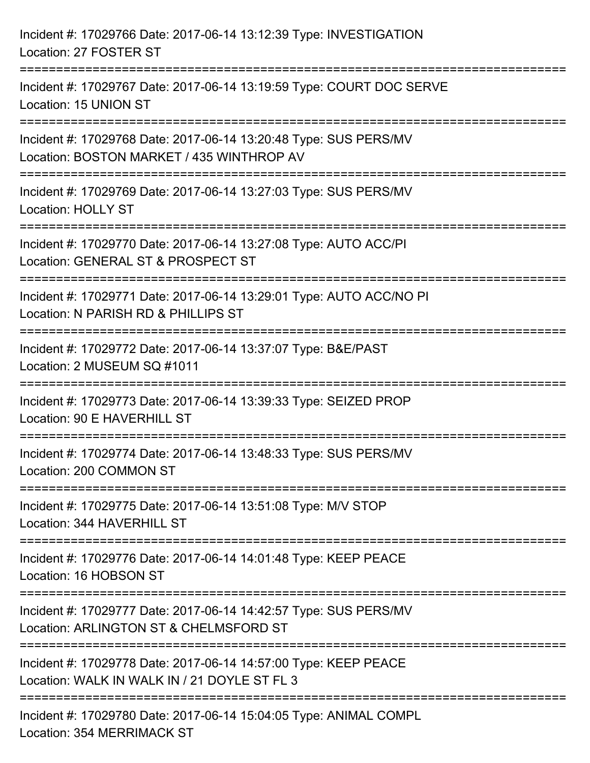Incident #: 17029766 Date: 2017-06-14 13:12:39 Type: INVESTIGATION
Location: 27 FOSTER ST

===========================================================================

Incident #: 17029767 Date: 2017-06-14 13:19:59 Type: COURT DOC SERVE
Location: 15 UNION ST

===========================================================================

Incident #: 17029768 Date: 2017-06-14 13:20:48 Type: SUS PERS/MV
Location: BOSTON MARKET / 435 WINTHROP AV

===========================================================================

Incident #: 17029769 Date: 2017-06-14 13:27:03 Type: SUS PERS/MV
Location: HOLLY ST

===========================================================================

Incident #: 17029770 Date: 2017-06-14 13:27:08 Type: AUTO ACC/PI
Location: GENERAL ST & PROSPECT ST

===========================================================================

Incident #: 17029771 Date: 2017-06-14 13:29:01 Type: AUTO ACC/NO PI
Location: N PARISH RD & PHILLIPS ST

===========================================================================

Incident #: 17029772 Date: 2017-06-14 13:37:07 Type: B&E/PAST
Location: 2 MUSEUM SQ #1011

===========================================================================

Incident #: 17029773 Date: 2017-06-14 13:39:33 Type: SEIZED PROP
Location: 90 E HAVERHILL ST

===========================================================================

Incident #: 17029774 Date: 2017-06-14 13:48:33 Type: SUS PERS/MV
Location: 200 COMMON ST

===========================================================================

Incident #: 17029775 Date: 2017-06-14 13:51:08 Type: M/V STOP
Location: 344 HAVERHILL ST

===========================================================================

Incident #: 17029776 Date: 2017-06-14 14:01:48 Type: KEEP PEACE
Location: 16 HOBSON ST

===========================================================================

Incident #: 17029777 Date: 2017-06-14 14:42:57 Type: SUS PERS/MV
Location: ARLINGTON ST & CHELMSFORD ST

===========================================================================

Incident #: 17029778 Date: 2017-06-14 14:57:00 Type: KEEP PEACE
Location: WALK IN WALK IN / 21 DOYLE ST FL 3

===========================================================================

Incident #: 17029780 Date: 2017-06-14 15:04:05 Type: ANIMAL COMPL
Location: 354 MERRIMACK ST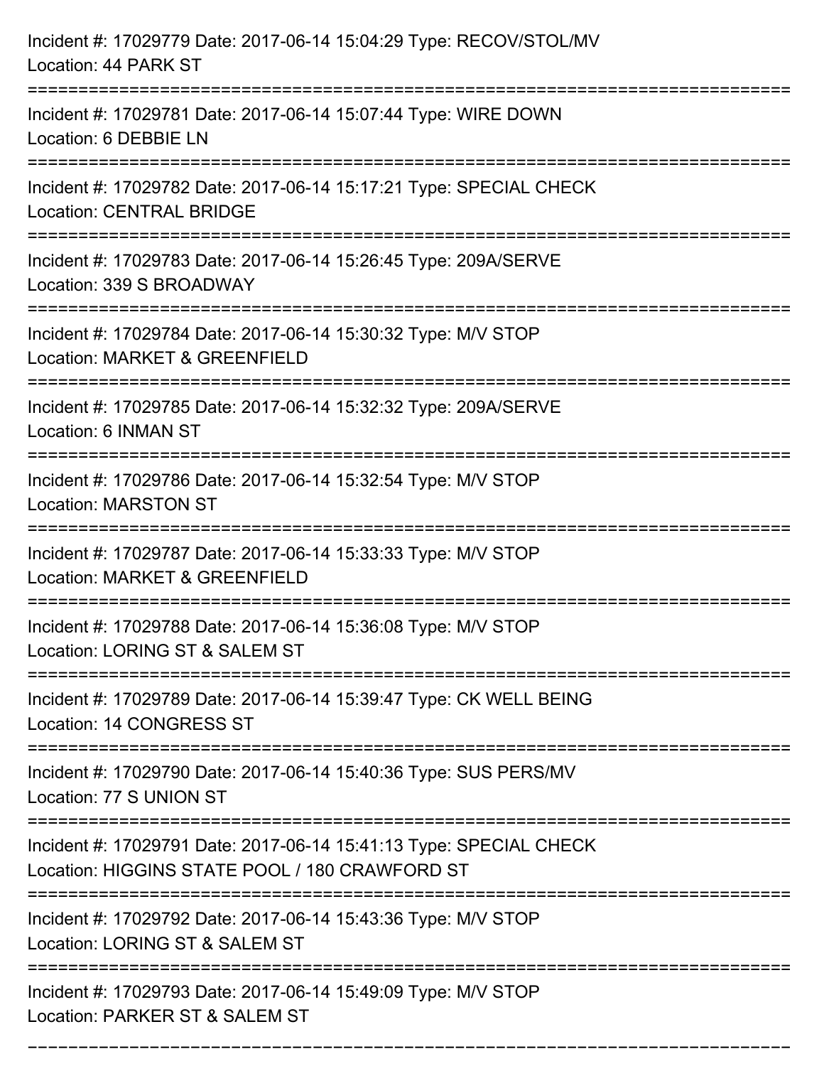Incident #: 17029779 Date: 2017-06-14 15:04:29 Type: RECOV/STOL/MV
Location: 44 PARK ST

===========================================================================

Incident #: 17029781 Date: 2017-06-14 15:07:44 Type: WIRE DOWN
Location: 6 DEBBIE LN

===========================================================================

Incident #: 17029782 Date: 2017-06-14 15:17:21 Type: SPECIAL CHECK
Location: CENTRAL BRIDGE

===========================================================================

Incident #: 17029783 Date: 2017-06-14 15:26:45 Type: 209A/SERVE
Location: 339 S BROADWAY

===========================================================================

Incident #: 17029784 Date: 2017-06-14 15:30:32 Type: M/V STOP
Location: MARKET & GREENFIELD

===========================================================================

Incident #: 17029785 Date: 2017-06-14 15:32:32 Type: 209A/SERVE
Location: 6 INMAN ST

===========================================================================

Incident #: 17029786 Date: 2017-06-14 15:32:54 Type: M/V STOP
Location: MARSTON ST

===========================================================================

Incident #: 17029787 Date: 2017-06-14 15:33:33 Type: M/V STOP
Location: MARKET & GREENFIELD

===========================================================================

Incident #: 17029788 Date: 2017-06-14 15:36:08 Type: M/V STOP
Location: LORING ST & SALEM ST

===========================================================================

Incident #: 17029789 Date: 2017-06-14 15:39:47 Type: CK WELL BEING
Location: 14 CONGRESS ST

===========================================================================

Incident #: 17029790 Date: 2017-06-14 15:40:36 Type: SUS PERS/MV
Location: 77 S UNION ST

===========================================================================

Incident #: 17029791 Date: 2017-06-14 15:41:13 Type: SPECIAL CHECK
Location: HIGGINS STATE POOL / 180 CRAWFORD ST

===========================================================================

Incident #: 17029792 Date: 2017-06-14 15:43:36 Type: M/V STOP
Location: LORING ST & SALEM ST

===========================================================================

Incident #: 17029793 Date: 2017-06-14 15:49:09 Type: M/V STOP
Location: PARKER ST & SALEM ST

===========================================================================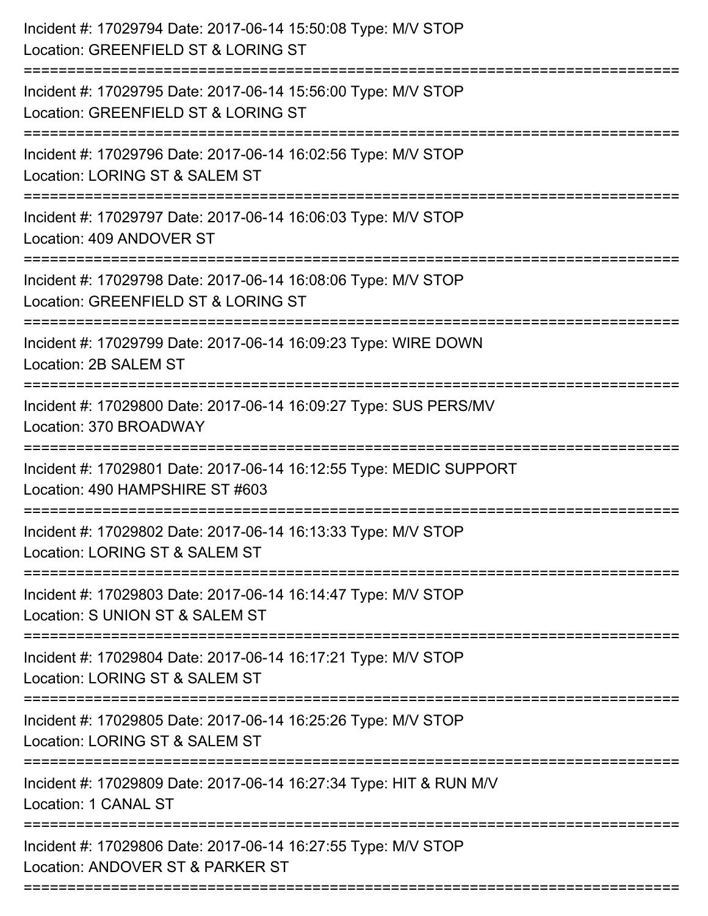Incident #: 17029794 Date: 2017-06-14 15:50:08 Type: M/V STOP
Location: GREENFIELD ST & LORING ST

===========================================================================

Incident #: 17029795 Date: 2017-06-14 15:56:00 Type: M/V STOP
Location: GREENFIELD ST & LORING ST

===========================================================================

Incident #: 17029796 Date: 2017-06-14 16:02:56 Type: M/V STOP
Location: LORING ST & SALEM ST

===========================================================================

Incident #: 17029797 Date: 2017-06-14 16:06:03 Type: M/V STOP
Location: 409 ANDOVER ST

===========================================================================

Incident #: 17029798 Date: 2017-06-14 16:08:06 Type: M/V STOP
Location: GREENFIELD ST & LORING ST

===========================================================================

Incident #: 17029799 Date: 2017-06-14 16:09:23 Type: WIRE DOWN
Location: 2B SALEM ST

===========================================================================

Incident #: 17029800 Date: 2017-06-14 16:09:27 Type: SUS PERS/MV
Location: 370 BROADWAY

===========================================================================

Incident #: 17029801 Date: 2017-06-14 16:12:55 Type: MEDIC SUPPORT
Location: 490 HAMPSHIRE ST #603

===========================================================================

Incident #: 17029802 Date: 2017-06-14 16:13:33 Type: M/V STOP
Location: LORING ST & SALEM ST

===========================================================================

Incident #: 17029803 Date: 2017-06-14 16:14:47 Type: M/V STOP
Location: S UNION ST & SALEM ST

===========================================================================

Incident #: 17029804 Date: 2017-06-14 16:17:21 Type: M/V STOP
Location: LORING ST & SALEM ST

===========================================================================

Incident #: 17029805 Date: 2017-06-14 16:25:26 Type: M/V STOP
Location: LORING ST & SALEM ST

===========================================================================

Incident #: 17029809 Date: 2017-06-14 16:27:34 Type: HIT & RUN M/V
Location: 1 CANAL ST

===========================================================================

Incident #: 17029806 Date: 2017-06-14 16:27:55 Type: M/V STOP
Location: ANDOVER ST & PARKER ST

===========================================================================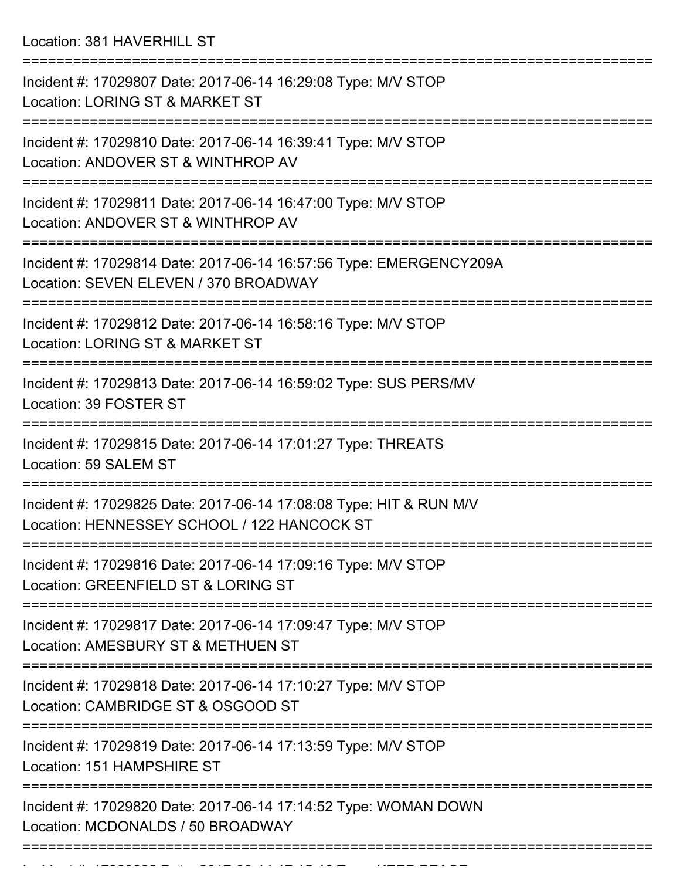Location: 381 HAVERHILL ST

===========================================================================

Incident #: 17029807 Date: 2017-06-14 16:29:08 Type: M/V STOP
Location: LORING ST & MARKET ST

===========================================================================

Incident #: 17029810 Date: 2017-06-14 16:39:41 Type: M/V STOP
Location: ANDOVER ST & WINTHROP AV

===========================================================================

Incident #: 17029811 Date: 2017-06-14 16:47:00 Type: M/V STOP
Location: ANDOVER ST & WINTHROP AV

===========================================================================

Incident #: 17029814 Date: 2017-06-14 16:57:56 Type: EMERGENCY209A
Location: SEVEN ELEVEN / 370 BROADWAY

===========================================================================

Incident #: 17029812 Date: 2017-06-14 16:58:16 Type: M/V STOP
Location: LORING ST & MARKET ST

===========================================================================

Incident #: 17029813 Date: 2017-06-14 16:59:02 Type: SUS PERS/MV
Location: 39 FOSTER ST

===========================================================================

Incident #: 17029815 Date: 2017-06-14 17:01:27 Type: THREATS
Location: 59 SALEM ST

===========================================================================

Incident #: 17029825 Date: 2017-06-14 17:08:08 Type: HIT & RUN M/V
Location: HENNESSEY SCHOOL / 122 HANCOCK ST

===========================================================================

Incident #: 17029816 Date: 2017-06-14 17:09:16 Type: M/V STOP
Location: GREENFIELD ST & LORING ST

===========================================================================

Incident #: 17029817 Date: 2017-06-14 17:09:47 Type: M/V STOP
Location: AMESBURY ST & METHUEN ST

===========================================================================

Incident #: 17029818 Date: 2017-06-14 17:10:27 Type: M/V STOP
Location: CAMBRIDGE ST & OSGOOD ST

===========================================================================

Incident #: 17029819 Date: 2017-06-14 17:13:59 Type: M/V STOP
Location: 151 HAMPSHIRE ST

===========================================================================

Incident #: 17029820 Date: 2017-06-14 17:14:52 Type: WOMAN DOWN
Location: MCDONALDS / 50 BROADWAY

===========================================================================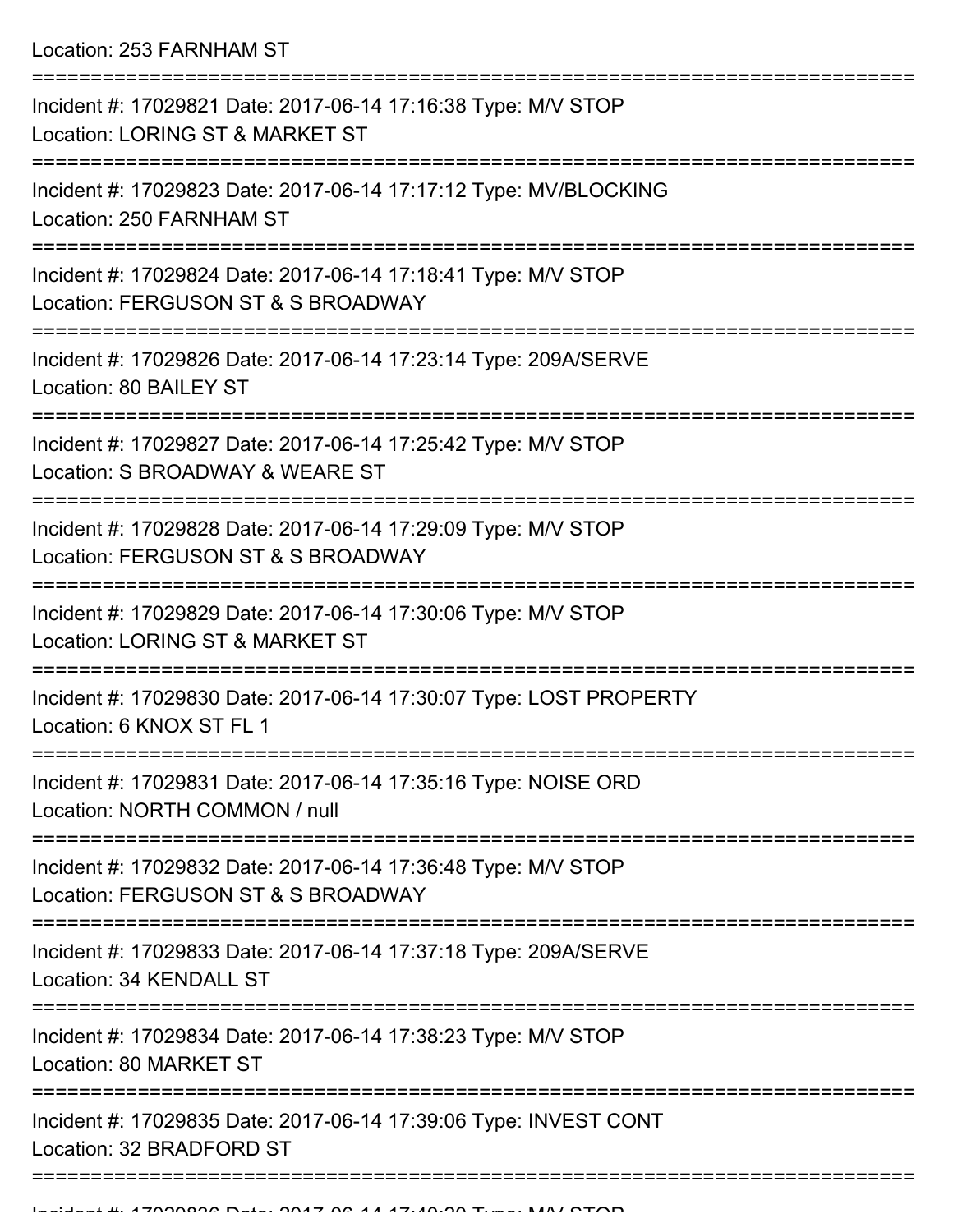Location: 253 FARNHAM ST

===========================================================================

Incident #: 17029821 Date: 2017-06-14 17:16:38 Type: M/V STOP

Location: LORING ST & MARKET ST

===========================================================================

Incident #: 17029823 Date: 2017-06-14 17:17:12 Type: MV/BLOCKING

Location: 250 FARNHAM ST

===========================================================================

Incident #: 17029824 Date: 2017-06-14 17:18:41 Type: M/V STOP

Location: FERGUSON ST & S BROADWAY

===========================================================================

Incident #: 17029826 Date: 2017-06-14 17:23:14 Type: 209A/SERVE

Location: 80 BAILEY ST

===========================================================================

Incident #: 17029827 Date: 2017-06-14 17:25:42 Type: M/V STOP

Location: S BROADWAY & WEARE ST

===========================================================================

Incident #: 17029828 Date: 2017-06-14 17:29:09 Type: M/V STOP

Location: FERGUSON ST & S BROADWAY

===========================================================================

Incident #: 17029829 Date: 2017-06-14 17:30:06 Type: M/V STOP

Location: LORING ST & MARKET ST

===========================================================================

Incident #: 17029830 Date: 2017-06-14 17:30:07 Type: LOST PROPERTY

Location: 6 KNOX ST FL 1

===========================================================================

Incident #: 17029831 Date: 2017-06-14 17:35:16 Type: NOISE ORD

Location: NORTH COMMON / null

===========================================================================

Incident #: 17029832 Date: 2017-06-14 17:36:48 Type: M/V STOP

Location: FERGUSON ST & S BROADWAY

===========================================================================

Incident #: 17029833 Date: 2017-06-14 17:37:18 Type: 209A/SERVE

Location: 34 KENDALL ST

===========================================================================

Incident #: 17029834 Date: 2017-06-14 17:38:23 Type: M/V STOP

Location: 80 MARKET ST

===========================================================================

Incident #: 17029835 Date: 2017-06-14 17:39:06 Type: INVEST CONT

Location: 32 BRADFORD ST

===========================================================================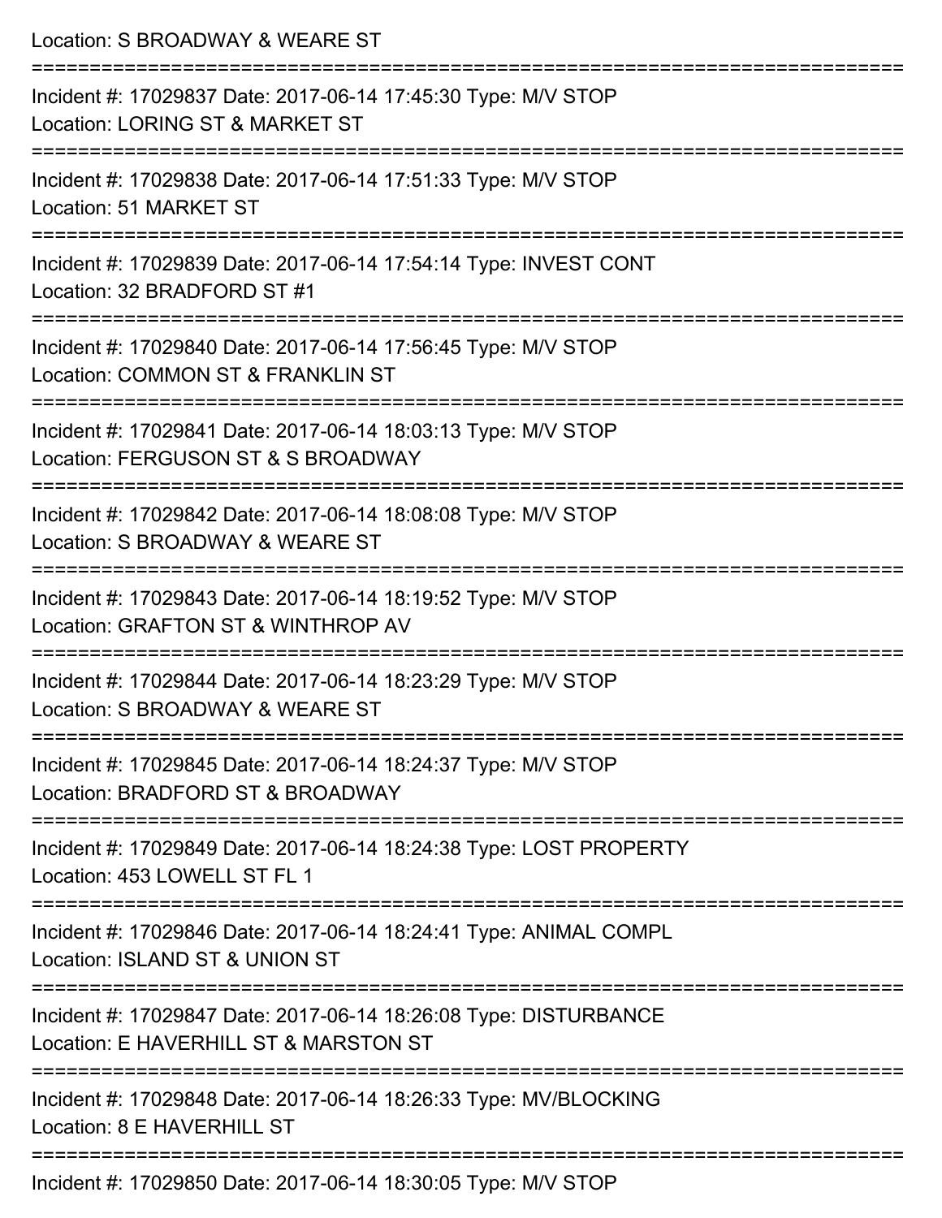Location: S BROADWAY & WEARE ST

===========================================================================

Incident #: 17029837 Date: 2017-06-14 17:45:30 Type: M/V STOP
Location: LORING ST & MARKET ST

===========================================================================

Incident #: 17029838 Date: 2017-06-14 17:51:33 Type: M/V STOP
Location: 51 MARKET ST

===========================================================================

Incident #: 17029839 Date: 2017-06-14 17:54:14 Type: INVEST CONT
Location: 32 BRADFORD ST #1

===========================================================================

Incident #: 17029840 Date: 2017-06-14 17:56:45 Type: M/V STOP
Location: COMMON ST & FRANKLIN ST

===========================================================================

Incident #: 17029841 Date: 2017-06-14 18:03:13 Type: M/V STOP
Location: FERGUSON ST & S BROADWAY

===========================================================================

Incident #: 17029842 Date: 2017-06-14 18:08:08 Type: M/V STOP
Location: S BROADWAY & WEARE ST

===========================================================================

Incident #: 17029843 Date: 2017-06-14 18:19:52 Type: M/V STOP
Location: GRAFTON ST & WINTHROP AV

===========================================================================

Incident #: 17029844 Date: 2017-06-14 18:23:29 Type: M/V STOP
Location: S BROADWAY & WEARE ST

===========================================================================

Incident #: 17029845 Date: 2017-06-14 18:24:37 Type: M/V STOP
Location: BRADFORD ST & BROADWAY

===========================================================================

Incident #: 17029849 Date: 2017-06-14 18:24:38 Type: LOST PROPERTY
Location: 453 LOWELL ST FL 1

===========================================================================

Incident #: 17029846 Date: 2017-06-14 18:24:41 Type: ANIMAL COMPL
Location: ISLAND ST & UNION ST

===========================================================================

Incident #: 17029847 Date: 2017-06-14 18:26:08 Type: DISTURBANCE
Location: E HAVERHILL ST & MARSTON ST

===========================================================================

Incident #: 17029848 Date: 2017-06-14 18:26:33 Type: MV/BLOCKING
Location: 8 E HAVERHILL ST

===========================================================================

Incident #: 17029850 Date: 2017-06-14 18:30:05 Type: M/V STOP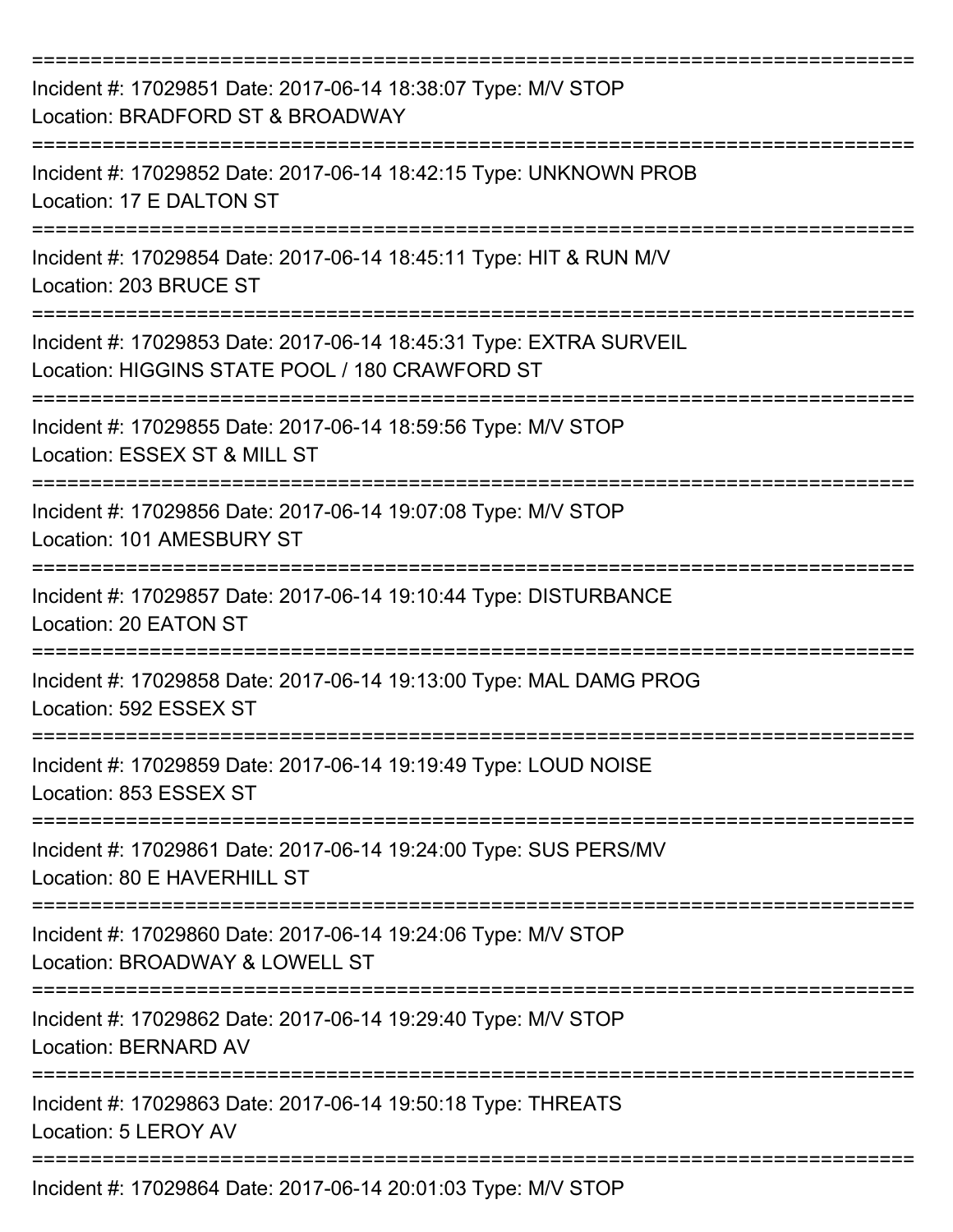==============================================================================

Incident #: 17029851 Date: 2017-06-14 18:38:07 Type: M/V STOP
Location: BRADFORD ST & BROADWAY

==============================================================================

Incident #: 17029852 Date: 2017-06-14 18:42:15 Type: UNKNOWN PROB
Location: 17 E DALTON ST

==============================================================================

Incident #: 17029854 Date: 2017-06-14 18:45:11 Type: HIT & RUN M/V
Location: 203 BRUCE ST

==============================================================================

Incident #: 17029853 Date: 2017-06-14 18:45:31 Type: EXTRA SURVEIL
Location: HIGGINS STATE POOL / 180 CRAWFORD ST

==============================================================================

Incident #: 17029855 Date: 2017-06-14 18:59:56 Type: M/V STOP
Location: ESSEX ST & MILL ST

==============================================================================

Incident #: 17029856 Date: 2017-06-14 19:07:08 Type: M/V STOP
Location: 101 AMESBURY ST

==============================================================================

Incident #: 17029857 Date: 2017-06-14 19:10:44 Type: DISTURBANCE
Location: 20 EATON ST

==============================================================================

Incident #: 17029858 Date: 2017-06-14 19:13:00 Type: MAL DAMG PROG
Location: 592 ESSEX ST

==============================================================================

Incident #: 17029859 Date: 2017-06-14 19:19:49 Type: LOUD NOISE
Location: 853 ESSEX ST

==============================================================================

Incident #: 17029861 Date: 2017-06-14 19:24:00 Type: SUS PERS/MV
Location: 80 E HAVERHILL ST

==============================================================================

Incident #: 17029860 Date: 2017-06-14 19:24:06 Type: M/V STOP
Location: BROADWAY & LOWELL ST

==============================================================================

Incident #: 17029862 Date: 2017-06-14 19:29:40 Type: M/V STOP
Location: BERNARD AV

==============================================================================

Incident #: 17029863 Date: 2017-06-14 19:50:18 Type: THREATS
Location: 5 LEROY AV

==============================================================================

Incident #: 17029864 Date: 2017-06-14 20:01:03 Type: M/V STOP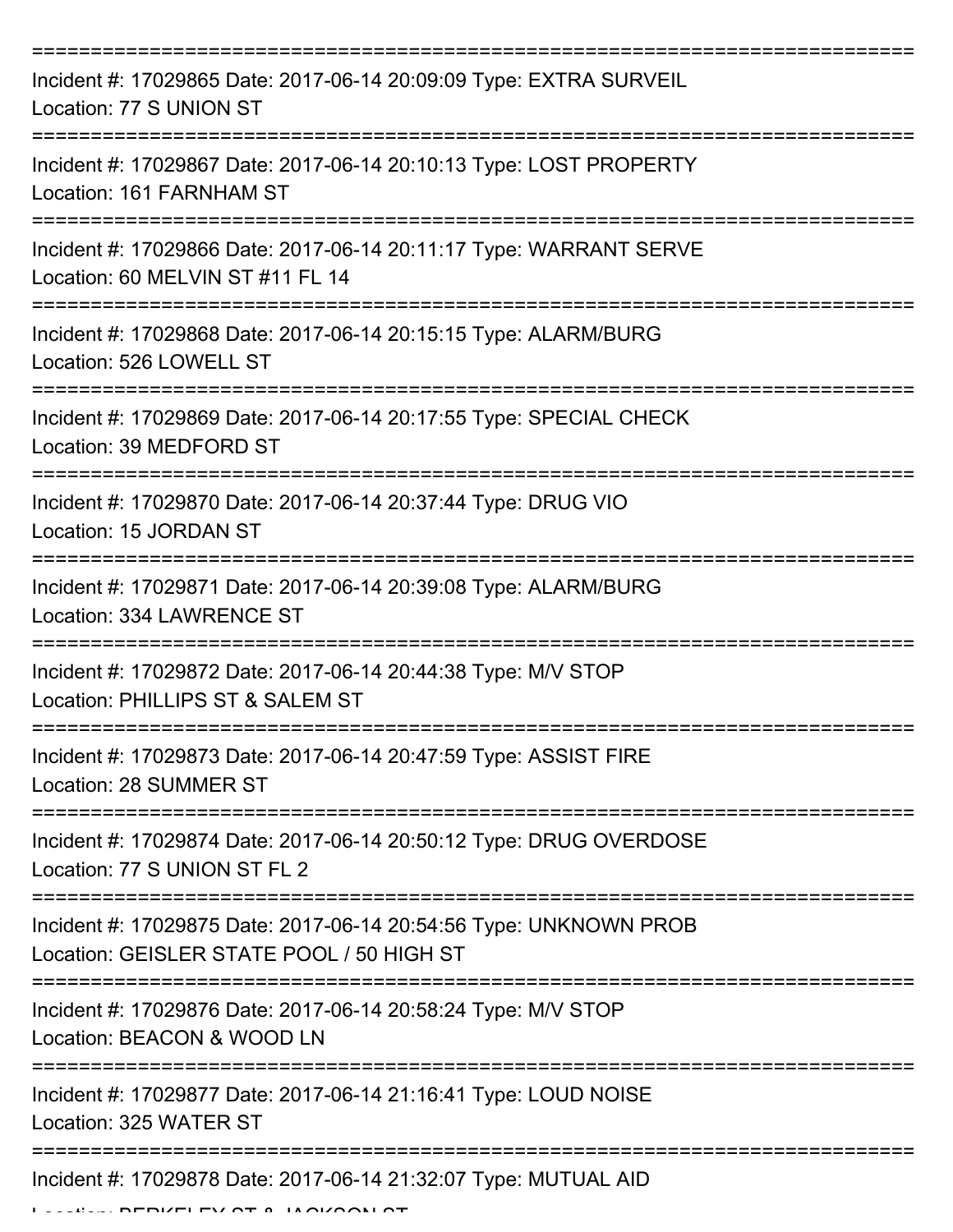===========================================================================

Incident #: 17029865 Date: 2017-06-14 20:09:09 Type: EXTRA SURVEIL
Location: 77 S UNION ST

===========================================================================

Incident #: 17029867 Date: 2017-06-14 20:10:13 Type: LOST PROPERTY
Location: 161 FARNHAM ST

===========================================================================

Incident #: 17029866 Date: 2017-06-14 20:11:17 Type: WARRANT SERVE
Location: 60 MELVIN ST #11 FL 14

===========================================================================

Incident #: 17029868 Date: 2017-06-14 20:15:15 Type: ALARM/BURG
Location: 526 LOWELL ST

===========================================================================

Incident #: 17029869 Date: 2017-06-14 20:17:55 Type: SPECIAL CHECK
Location: 39 MEDFORD ST

===========================================================================

Incident #: 17029870 Date: 2017-06-14 20:37:44 Type: DRUG VIO
Location: 15 JORDAN ST

===========================================================================

Incident #: 17029871 Date: 2017-06-14 20:39:08 Type: ALARM/BURG
Location: 334 LAWRENCE ST

===========================================================================

Incident #: 17029872 Date: 2017-06-14 20:44:38 Type: M/V STOP
Location: PHILLIPS ST & SALEM ST

===========================================================================

Incident #: 17029873 Date: 2017-06-14 20:47:59 Type: ASSIST FIRE
Location: 28 SUMMER ST

===========================================================================

Incident #: 17029874 Date: 2017-06-14 20:50:12 Type: DRUG OVERDOSE
Location: 77 S UNION ST FL 2

===========================================================================

Incident #: 17029875 Date: 2017-06-14 20:54:56 Type: UNKNOWN PROB
Location: GEISLER STATE POOL / 50 HIGH ST

===========================================================================

Incident #: 17029876 Date: 2017-06-14 20:58:24 Type: M/V STOP
Location: BEACON & WOOD LN

===========================================================================

Incident #: 17029877 Date: 2017-06-14 21:16:41 Type: LOUD NOISE
Location: 325 WATER ST

===========================================================================

Incident #: 17029878 Date: 2017-06-14 21:32:07 Type: MUTUAL AID
Location: BERKELEY ST & JACKSON ST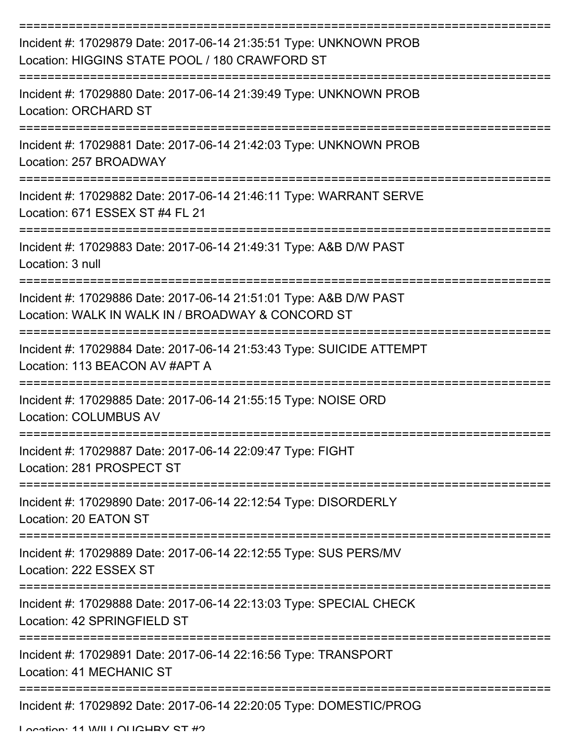Incident #: 17029879 Date: 2017-06-14 21:35:51 Type: UNKNOWN PROB
Location: HIGGINS STATE POOL / 180 CRAWFORD ST

Incident #: 17029880 Date: 2017-06-14 21:39:49 Type: UNKNOWN PROB
Location: ORCHARD ST

Incident #: 17029881 Date: 2017-06-14 21:42:03 Type: UNKNOWN PROB
Location: 257 BROADWAY

Incident #: 17029882 Date: 2017-06-14 21:46:11 Type: WARRANT SERVE
Location: 671 ESSEX ST #4 FL 21

Incident #: 17029883 Date: 2017-06-14 21:49:31 Type: A&B D/W PAST
Location: 3 null

Incident #: 17029886 Date: 2017-06-14 21:51:01 Type: A&B D/W PAST
Location: WALK IN WALK IN / BROADWAY & CONCORD ST

Incident #: 17029884 Date: 2017-06-14 21:53:43 Type: SUICIDE ATTEMPT
Location: 113 BEACON AV #APT A

Incident #: 17029885 Date: 2017-06-14 21:55:15 Type: NOISE ORD
Location: COLUMBUS AV

Incident #: 17029887 Date: 2017-06-14 22:09:47 Type: FIGHT
Location: 281 PROSPECT ST

Incident #: 17029890 Date: 2017-06-14 22:12:54 Type: DISORDERLY
Location: 20 EATON ST

Incident #: 17029889 Date: 2017-06-14 22:12:55 Type: SUS PERS/MV
Location: 222 ESSEX ST

Incident #: 17029888 Date: 2017-06-14 22:13:03 Type: SPECIAL CHECK
Location: 42 SPRINGFIELD ST

Incident #: 17029891 Date: 2017-06-14 22:16:56 Type: TRANSPORT
Location: 41 MECHANIC ST

Incident #: 17029892 Date: 2017-06-14 22:20:05 Type: DOMESTIC/PROG
Location: 11 WILLOUGHBY ST #2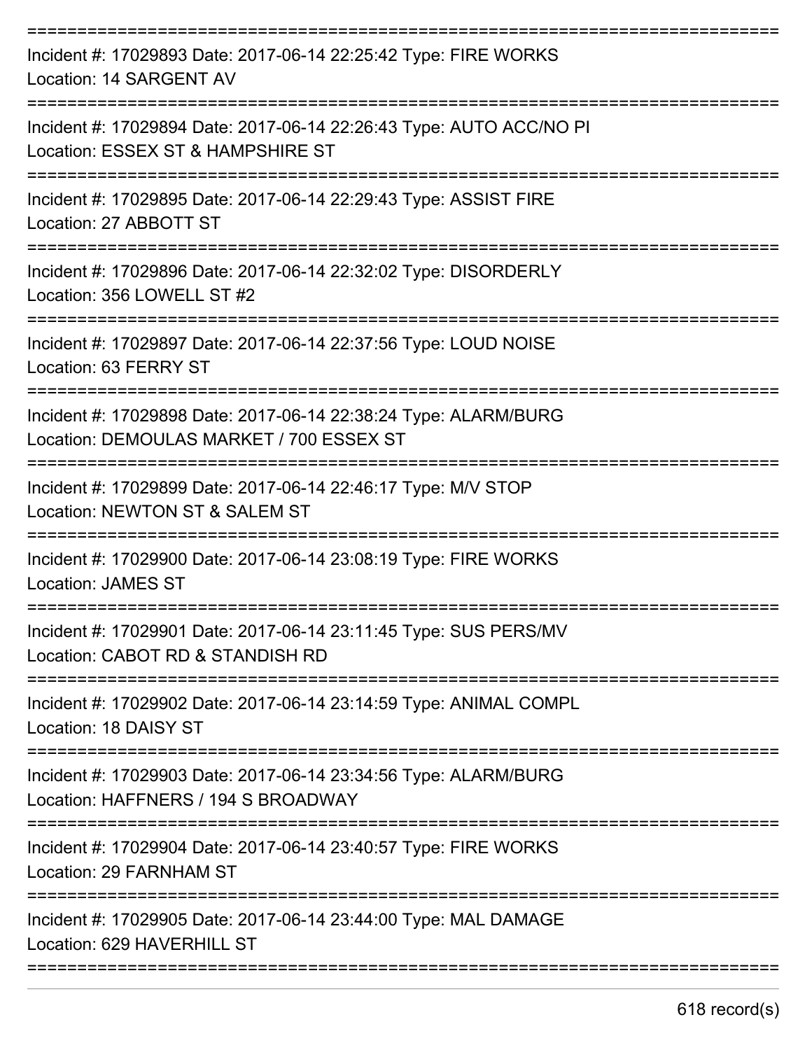===========================================================================

Incident #: 17029893 Date: 2017-06-14 22:25:42 Type: FIRE WORKS
Location: 14 SARGENT AV

===========================================================================

Incident #: 17029894 Date: 2017-06-14 22:26:43 Type: AUTO ACC/NO PI
Location: ESSEX ST & HAMPSHIRE ST

===========================================================================

Incident #: 17029895 Date: 2017-06-14 22:29:43 Type: ASSIST FIRE
Location: 27 ABBOTT ST

===========================================================================

Incident #: 17029896 Date: 2017-06-14 22:32:02 Type: DISORDERLY
Location: 356 LOWELL ST #2

===========================================================================

Incident #: 17029897 Date: 2017-06-14 22:37:56 Type: LOUD NOISE
Location: 63 FERRY ST

===========================================================================

Incident #: 17029898 Date: 2017-06-14 22:38:24 Type: ALARM/BURG
Location: DEMOULAS MARKET / 700 ESSEX ST

===========================================================================

Incident #: 17029899 Date: 2017-06-14 22:46:17 Type: M/V STOP
Location: NEWTON ST & SALEM ST

===========================================================================

Incident #: 17029900 Date: 2017-06-14 23:08:19 Type: FIRE WORKS
Location: JAMES ST

===========================================================================

Incident #: 17029901 Date: 2017-06-14 23:11:45 Type: SUS PERS/MV
Location: CABOT RD & STANDISH RD

===========================================================================

Incident #: 17029902 Date: 2017-06-14 23:14:59 Type: ANIMAL COMPL
Location: 18 DAISY ST

===========================================================================

Incident #: 17029903 Date: 2017-06-14 23:34:56 Type: ALARM/BURG
Location: HAFFNERS / 194 S BROADWAY

===========================================================================

Incident #: 17029904 Date: 2017-06-14 23:40:57 Type: FIRE WORKS
Location: 29 FARNHAM ST

===========================================================================

Incident #: 17029905 Date: 2017-06-14 23:44:00 Type: MAL DAMAGE
Location: 629 HAVERHILL ST

===========================================================================

618 record(s)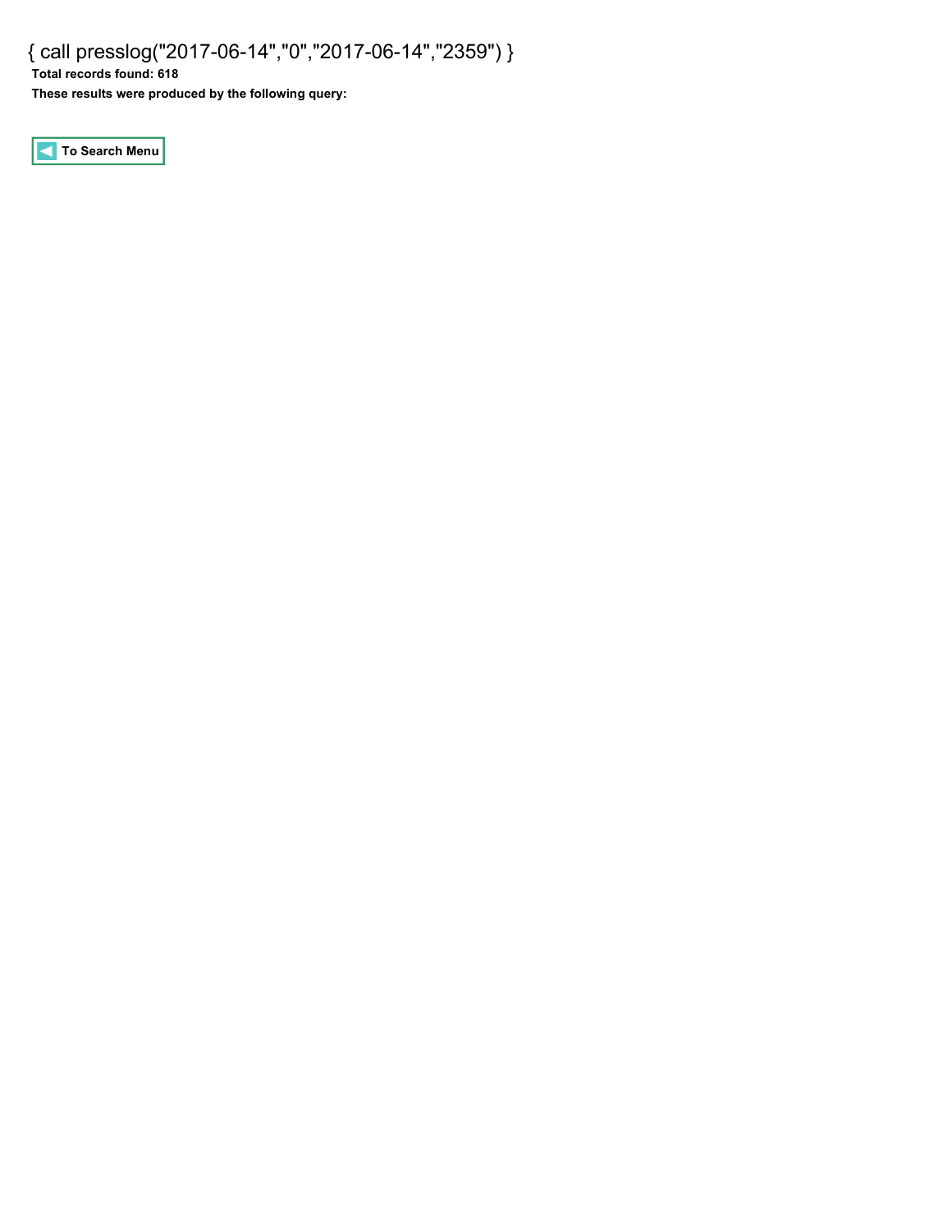{ call presslog("2017-06-14","0","2017-06-14","2359") }

**Total records found: 618**

**These results were produced by the following query:**

**To Search Menu**